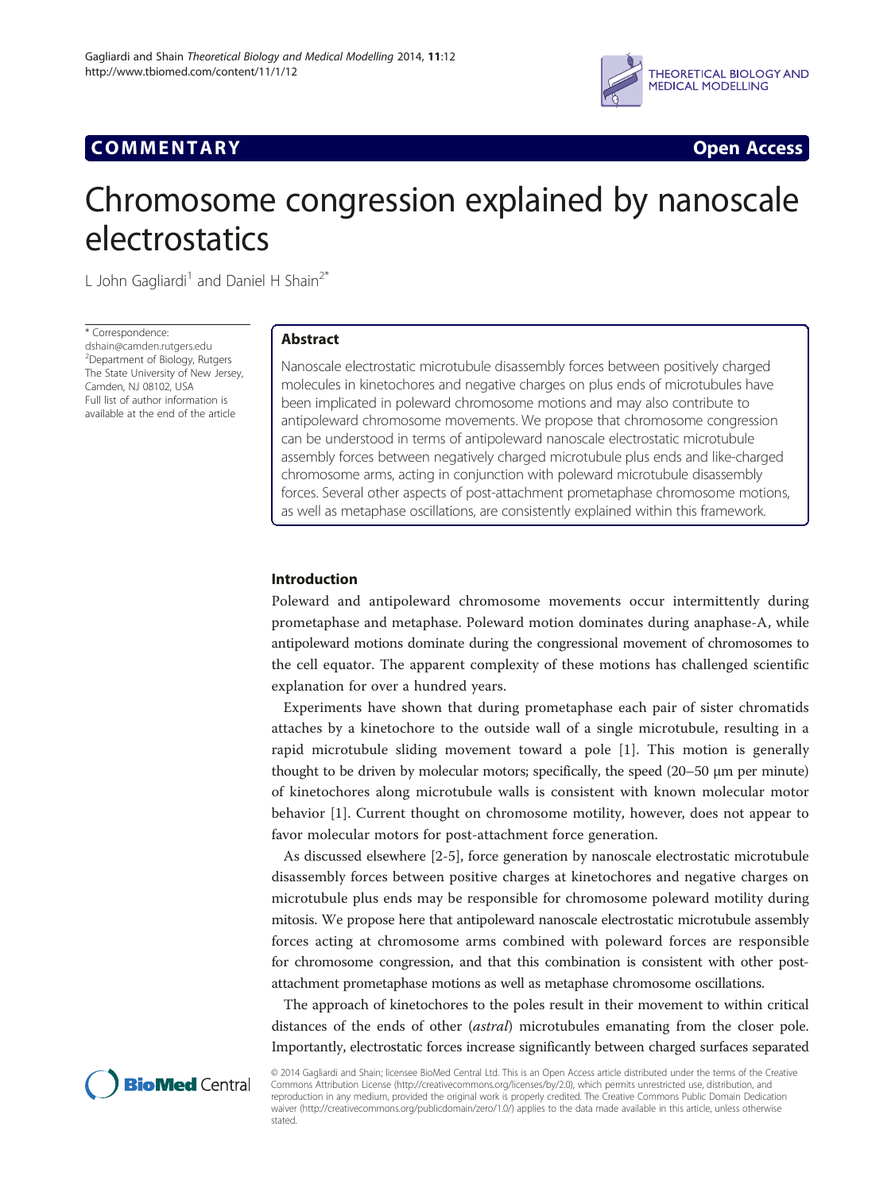COMMENTARY

Open Access

# Chromosome congression explained by nanoscale electrostatics

L John Gagliardi[1] and Daniel H Shain[2*]

\* Correspondence: dshain@camden.rutgers.edu
[2]Department of Biology, Rutgers The State University of New Jersey, Camden, NJ 08102, USA
Full list of author information is available at the end of the article

## Abstract

Nanoscale electrostatic microtubule disassembly forces between positively charged molecules in kinetochores and negative charges on plus ends of microtubules have been implicated in poleward chromosome motions and may also contribute to antipoleward chromosome movements. We propose that chromosome congression can be understood in terms of antipoleward nanoscale electrostatic microtubule assembly forces between negatively charged microtubule plus ends and like-charged chromosome arms, acting in conjunction with poleward microtubule disassembly forces. Several other aspects of post-attachment prometaphase chromosome motions, as well as metaphase oscillations, are consistently explained within this framework.

## Introduction

Poleward and antipoleward chromosome movements occur intermittently during prometaphase and metaphase. Poleward motion dominates during anaphase-A, while antipoleward motions dominate during the congressional movement of chromosomes to the cell equator. The apparent complexity of these motions has challenged scientific explanation for over a hundred years.

Experiments have shown that during prometaphase each pair of sister chromatids attaches by a kinetochore to the outside wall of a single microtubule, resulting in a rapid microtubule sliding movement toward a pole [1]. This motion is generally thought to be driven by molecular motors; specifically, the speed (20–50 μm per minute) of kinetochores along microtubule walls is consistent with known molecular motor behavior [1]. Current thought on chromosome motility, however, does not appear to favor molecular motors for post-attachment force generation.

As discussed elsewhere [2-5], force generation by nanoscale electrostatic microtubule disassembly forces between positive charges at kinetochores and negative charges on microtubule plus ends may be responsible for chromosome poleward motility during mitosis. We propose here that antipoleward nanoscale electrostatic microtubule assembly forces acting at chromosome arms combined with poleward forces are responsible for chromosome congression, and that this combination is consistent with other post-attachment prometaphase motions as well as metaphase chromosome oscillations.

The approach of kinetochores to the poles result in their movement to within critical distances of the ends of other (*astral*) microtubules emanating from the closer pole. Importantly, electrostatic forces increase significantly between charged surfaces separated

© 2014 Gagliardi and Shain; licensee BioMed Central Ltd. This is an Open Access article distributed under the terms of the Creative Commons Attribution License (http://creativecommons.org/licenses/by/2.0), which permits unrestricted use, distribution, and reproduction in any medium, provided the original work is properly credited. The Creative Commons Public Domain Dedication waiver (http://creativecommons.org/publicdomain/zero/1.0/) applies to the data made available in this article, unless otherwise stated.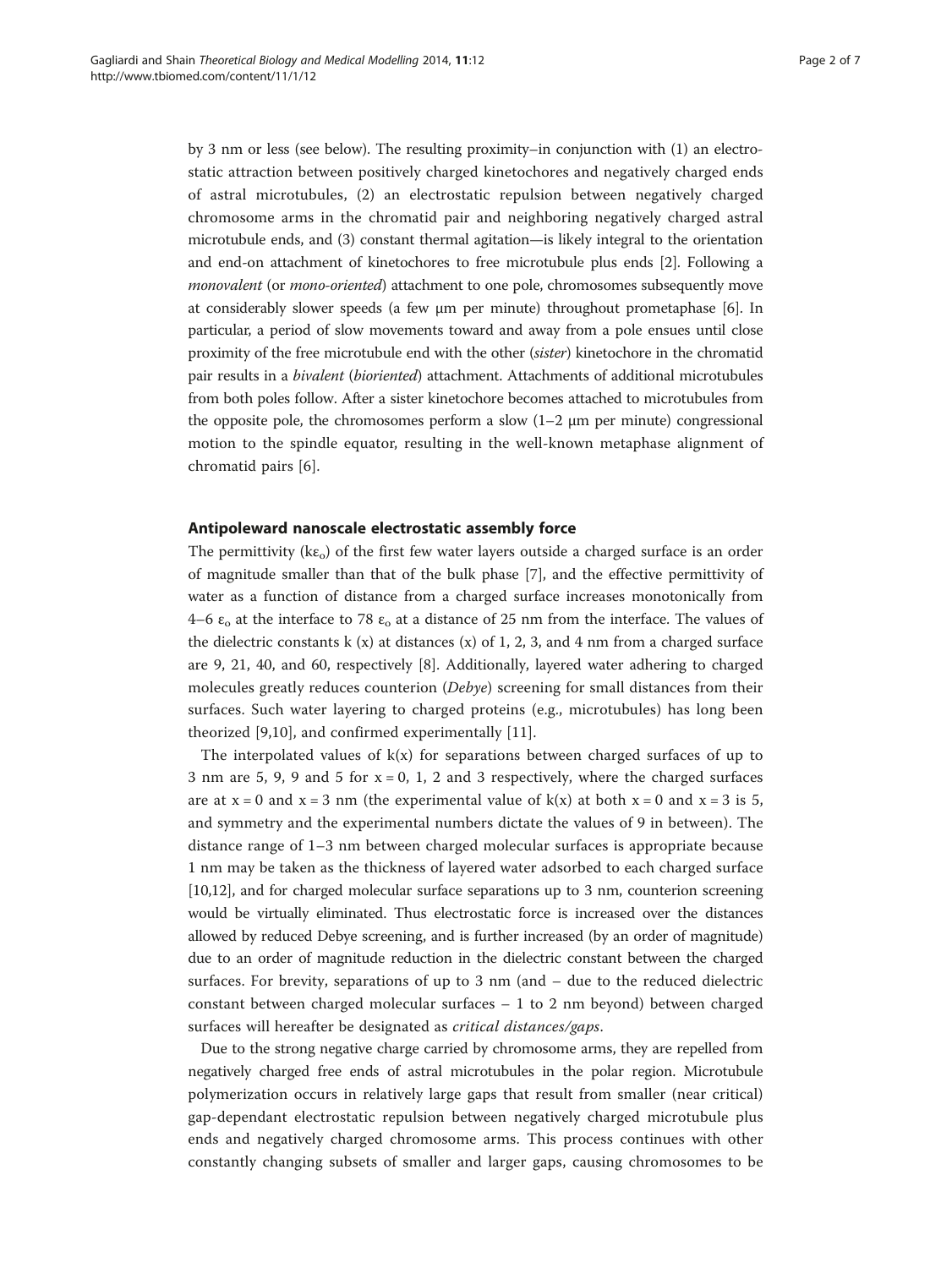by 3 nm or less (see below). The resulting proximity–in conjunction with (1) an electrostatic attraction between positively charged kinetochores and negatively charged ends of astral microtubules, (2) an electrostatic repulsion between negatively charged chromosome arms in the chromatid pair and neighboring negatively charged astral microtubule ends, and (3) constant thermal agitation—is likely integral to the orientation and end-on attachment of kinetochores to free microtubule plus ends [2]. Following a *monovalent* (or *mono-oriented*) attachment to one pole, chromosomes subsequently move at considerably slower speeds (a few μm per minute) throughout prometaphase [6]. In particular, a period of slow movements toward and away from a pole ensues until close proximity of the free microtubule end with the other (*sister*) kinetochore in the chromatid pair results in a *bivalent* (*bioriented*) attachment. Attachments of additional microtubules from both poles follow. After a sister kinetochore becomes attached to microtubules from the opposite pole, the chromosomes perform a slow (1–2 μm per minute) congressional motion to the spindle equator, resulting in the well-known metaphase alignment of chromatid pairs [6].

## Antipoleward nanoscale electrostatic assembly force

The permittivity ($k\varepsilon_o$) of the first few water layers outside a charged surface is an order of magnitude smaller than that of the bulk phase [7], and the effective permittivity of water as a function of distance from a charged surface increases monotonically from 4–6 $\varepsilon_o$ at the interface to 78 $\varepsilon_o$ at a distance of 25 nm from the interface. The values of the dielectric constants k (x) at distances (x) of 1, 2, 3, and 4 nm from a charged surface are 9, 21, 40, and 60, respectively [8]. Additionally, layered water adhering to charged molecules greatly reduces counterion (*Debye*) screening for small distances from their surfaces. Such water layering to charged proteins (e.g., microtubules) has long been theorized [9,10], and confirmed experimentally [11].

The interpolated values of k(x) for separations between charged surfaces of up to 3 nm are 5, 9, 9 and 5 for x = 0, 1, 2 and 3 respectively, where the charged surfaces are at x = 0 and x = 3 nm (the experimental value of k(x) at both x = 0 and x = 3 is 5, and symmetry and the experimental numbers dictate the values of 9 in between). The distance range of 1–3 nm between charged molecular surfaces is appropriate because 1 nm may be taken as the thickness of layered water adsorbed to each charged surface [10,12], and for charged molecular surface separations up to 3 nm, counterion screening would be virtually eliminated. Thus electrostatic force is increased over the distances allowed by reduced Debye screening, and is further increased (by an order of magnitude) due to an order of magnitude reduction in the dielectric constant between the charged surfaces. For brevity, separations of up to 3 nm (and – due to the reduced dielectric constant between charged molecular surfaces – 1 to 2 nm beyond) between charged surfaces will hereafter be designated as *critical distances/gaps*.

Due to the strong negative charge carried by chromosome arms, they are repelled from negatively charged free ends of astral microtubules in the polar region. Microtubule polymerization occurs in relatively large gaps that result from smaller (near critical) gap-dependant electrostatic repulsion between negatively charged microtubule plus ends and negatively charged chromosome arms. This process continues with other constantly changing subsets of smaller and larger gaps, causing chromosomes to be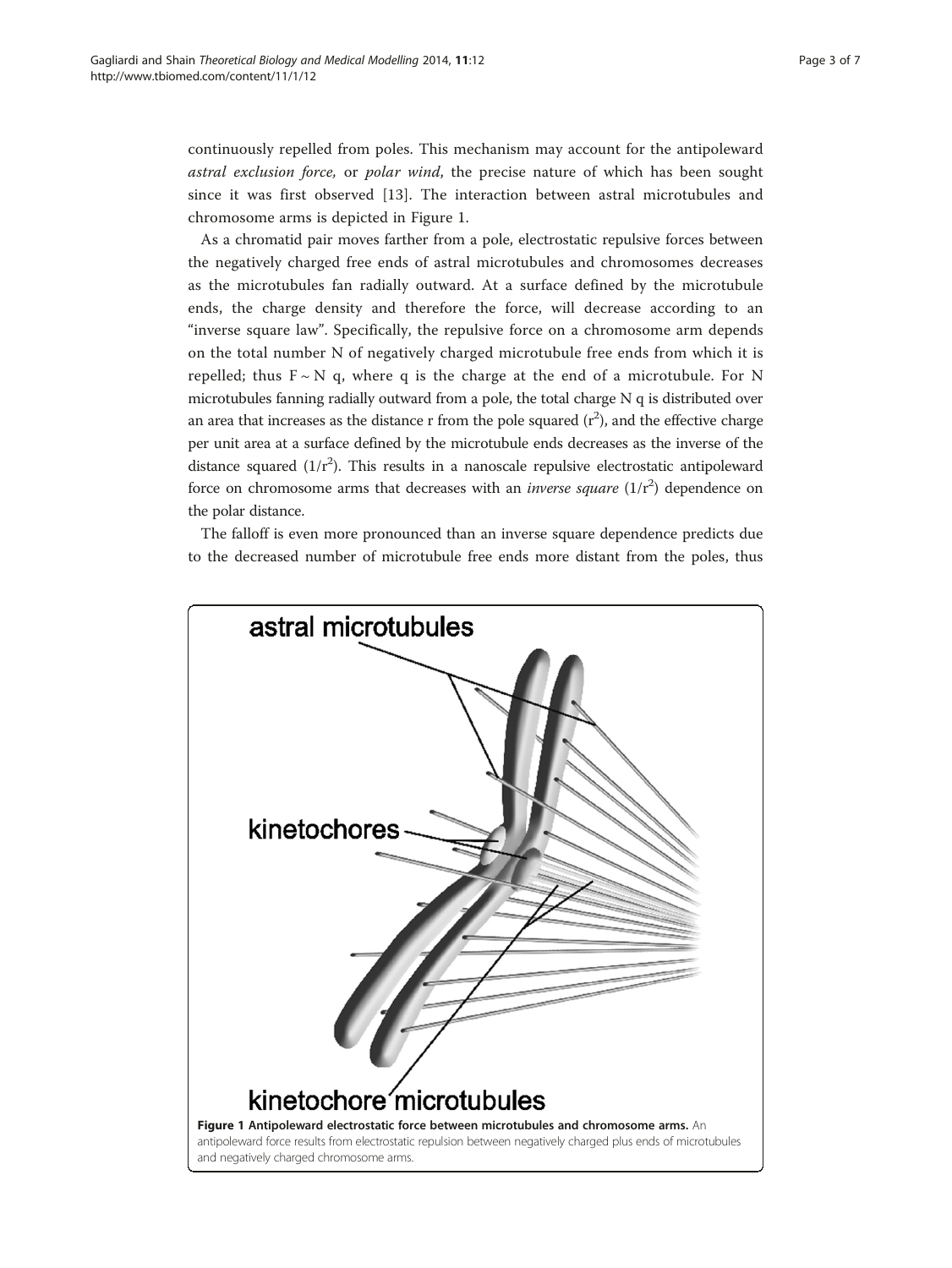continuously repelled from poles. This mechanism may account for the antipoleward *astral exclusion force*, or *polar wind*, the precise nature of which has been sought since it was first observed [13]. The interaction between astral microtubules and chromosome arms is depicted in Figure 1.

As a chromatid pair moves farther from a pole, electrostatic repulsive forces between the negatively charged free ends of astral microtubules and chromosomes decreases as the microtubules fan radially outward. At a surface defined by the microtubule ends, the charge density and therefore the force, will decrease according to an "inverse square law". Specifically, the repulsive force on a chromosome arm depends on the total number N of negatively charged microtubule free ends from which it is repelled; thus $F \sim N\ q$, where q is the charge at the end of a microtubule. For N microtubules fanning radially outward from a pole, the total charge N q is distributed over an area that increases as the distance r from the pole squared ($r^2$), and the effective charge per unit area at a surface defined by the microtubule ends decreases as the inverse of the distance squared ($1/r^2$). This results in a nanoscale repulsive electrostatic antipoleward force on chromosome arms that decreases with an *inverse square* ($1/r^2$) dependence on the polar distance.

The falloff is even more pronounced than an inverse square dependence predicts due to the decreased number of microtubule free ends more distant from the poles, thus

**Figure 1 Antipoleward electrostatic force between microtubules and chromosome arms.** An antipoleward force results from electrostatic repulsion between negatively charged plus ends of microtubules and negatively charged chromosome arms.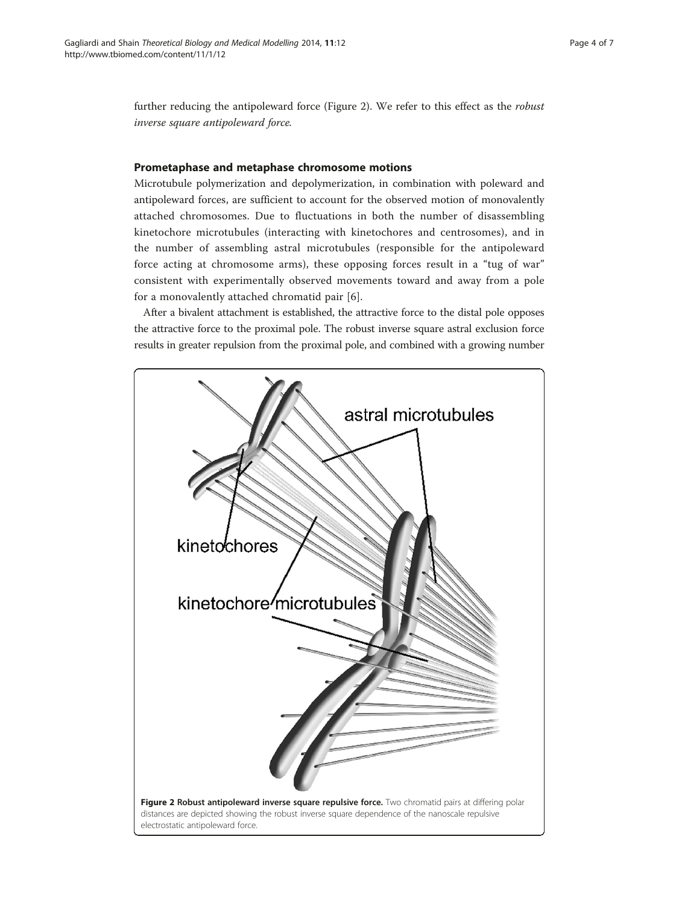further reducing the antipoleward force (Figure 2). We refer to this effect as the *robust inverse square antipoleward force*.

### Prometaphase and metaphase chromosome motions

Microtubule polymerization and depolymerization, in combination with poleward and antipoleward forces, are sufficient to account for the observed motion of monovalently attached chromosomes. Due to fluctuations in both the number of disassembling kinetochore microtubules (interacting with kinetochores and centrosomes), and in the number of assembling astral microtubules (responsible for the antipoleward force acting at chromosome arms), these opposing forces result in a "tug of war" consistent with experimentally observed movements toward and away from a pole for a monovalently attached chromatid pair [6].

After a bivalent attachment is established, the attractive force to the distal pole opposes the attractive force to the proximal pole. The robust inverse square astral exclusion force results in greater repulsion from the proximal pole, and combined with a growing number

**Figure 2 Robust antipoleward inverse square repulsive force.** Two chromatid pairs at differing polar distances are depicted showing the robust inverse square dependence of the nanoscale repulsive electrostatic antipoleward force.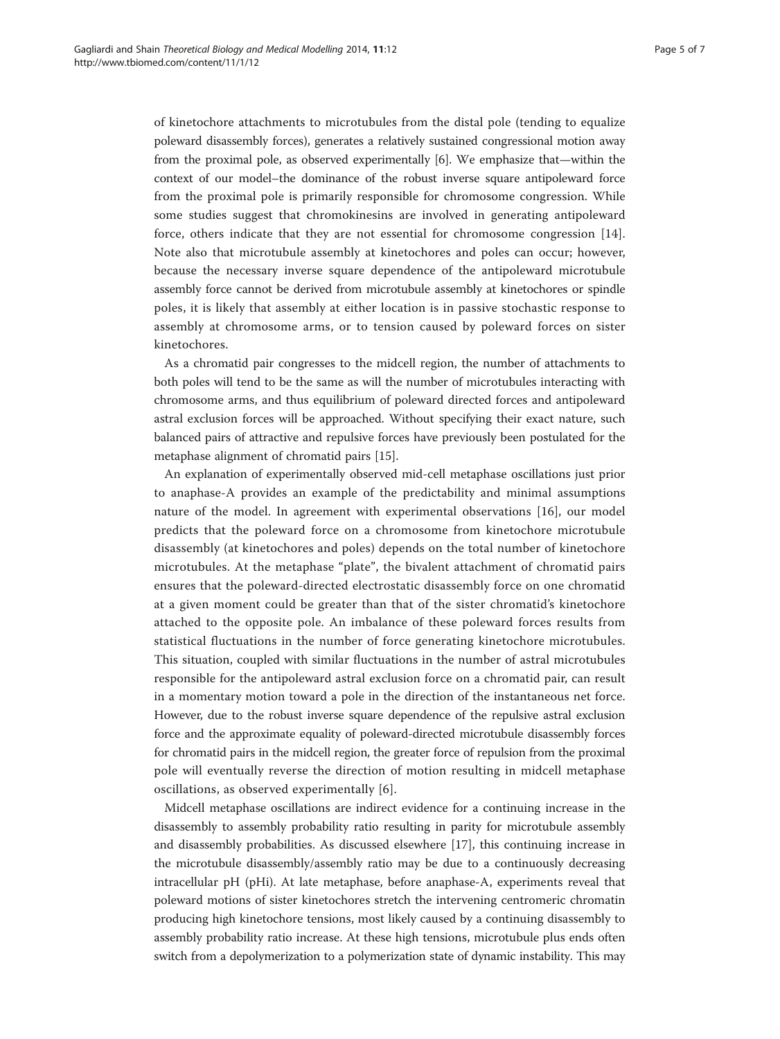of kinetochore attachments to microtubules from the distal pole (tending to equalize poleward disassembly forces), generates a relatively sustained congressional motion away from the proximal pole, as observed experimentally [6]. We emphasize that—within the context of our model–the dominance of the robust inverse square antipoleward force from the proximal pole is primarily responsible for chromosome congression. While some studies suggest that chromokinesins are involved in generating antipoleward force, others indicate that they are not essential for chromosome congression [14]. Note also that microtubule assembly at kinetochores and poles can occur; however, because the necessary inverse square dependence of the antipoleward microtubule assembly force cannot be derived from microtubule assembly at kinetochores or spindle poles, it is likely that assembly at either location is in passive stochastic response to assembly at chromosome arms, or to tension caused by poleward forces on sister kinetochores.

As a chromatid pair congresses to the midcell region, the number of attachments to both poles will tend to be the same as will the number of microtubules interacting with chromosome arms, and thus equilibrium of poleward directed forces and antipoleward astral exclusion forces will be approached. Without specifying their exact nature, such balanced pairs of attractive and repulsive forces have previously been postulated for the metaphase alignment of chromatid pairs [15].

An explanation of experimentally observed mid-cell metaphase oscillations just prior to anaphase-A provides an example of the predictability and minimal assumptions nature of the model. In agreement with experimental observations [16], our model predicts that the poleward force on a chromosome from kinetochore microtubule disassembly (at kinetochores and poles) depends on the total number of kinetochore microtubules. At the metaphase "plate", the bivalent attachment of chromatid pairs ensures that the poleward-directed electrostatic disassembly force on one chromatid at a given moment could be greater than that of the sister chromatid's kinetochore attached to the opposite pole. An imbalance of these poleward forces results from statistical fluctuations in the number of force generating kinetochore microtubules. This situation, coupled with similar fluctuations in the number of astral microtubules responsible for the antipoleward astral exclusion force on a chromatid pair, can result in a momentary motion toward a pole in the direction of the instantaneous net force. However, due to the robust inverse square dependence of the repulsive astral exclusion force and the approximate equality of poleward-directed microtubule disassembly forces for chromatid pairs in the midcell region, the greater force of repulsion from the proximal pole will eventually reverse the direction of motion resulting in midcell metaphase oscillations, as observed experimentally [6].

Midcell metaphase oscillations are indirect evidence for a continuing increase in the disassembly to assembly probability ratio resulting in parity for microtubule assembly and disassembly probabilities. As discussed elsewhere [17], this continuing increase in the microtubule disassembly/assembly ratio may be due to a continuously decreasing intracellular pH (pHi). At late metaphase, before anaphase-A, experiments reveal that poleward motions of sister kinetochores stretch the intervening centromeric chromatin producing high kinetochore tensions, most likely caused by a continuing disassembly to assembly probability ratio increase. At these high tensions, microtubule plus ends often switch from a depolymerization to a polymerization state of dynamic instability. This may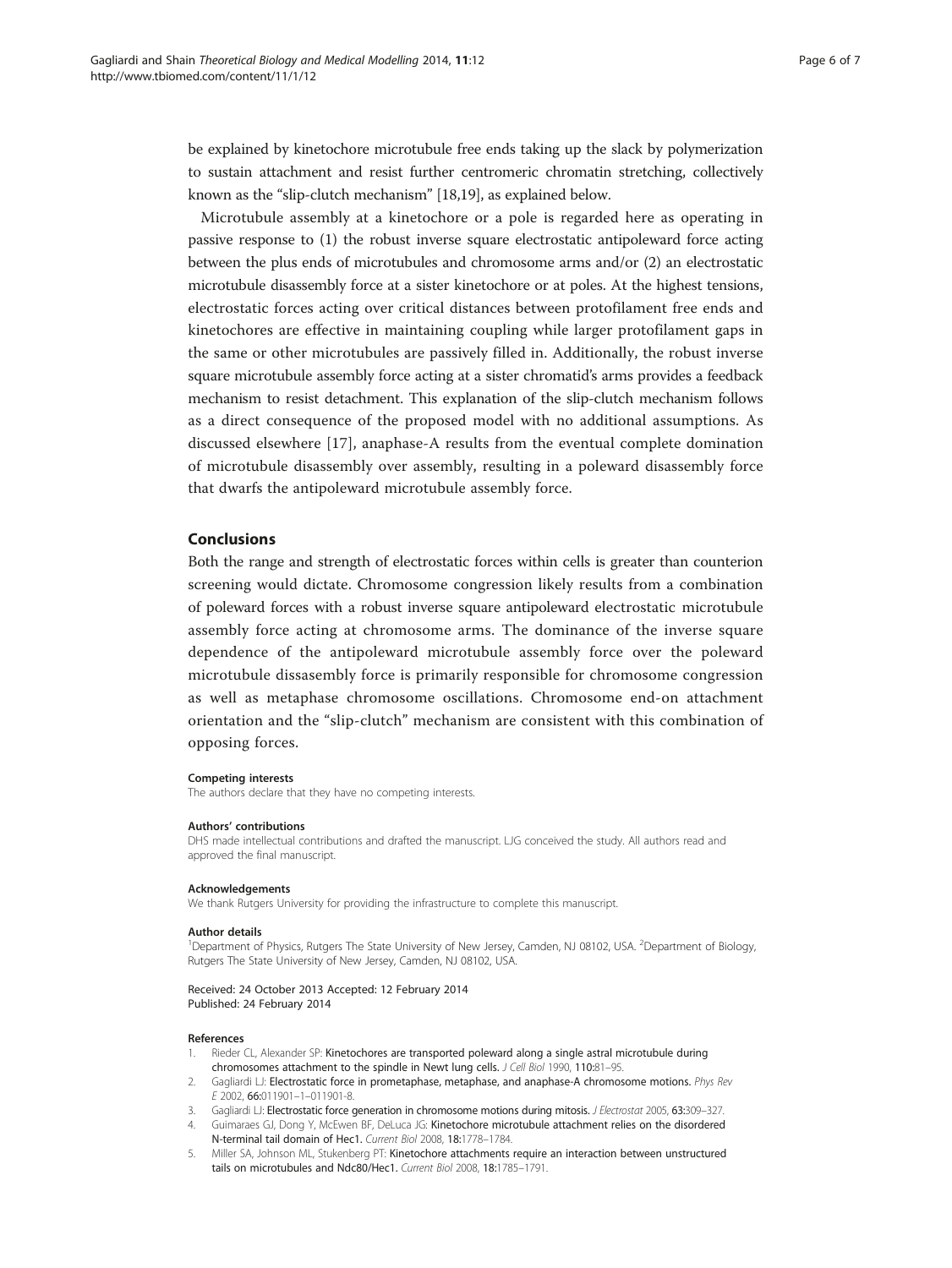be explained by kinetochore microtubule free ends taking up the slack by polymerization to sustain attachment and resist further centromeric chromatin stretching, collectively known as the "slip-clutch mechanism" [18,19], as explained below.

Microtubule assembly at a kinetochore or a pole is regarded here as operating in passive response to (1) the robust inverse square electrostatic antipoleward force acting between the plus ends of microtubules and chromosome arms and/or (2) an electrostatic microtubule disassembly force at a sister kinetochore or at poles. At the highest tensions, electrostatic forces acting over critical distances between protofilament free ends and kinetochores are effective in maintaining coupling while larger protofilament gaps in the same or other microtubules are passively filled in. Additionally, the robust inverse square microtubule assembly force acting at a sister chromatid's arms provides a feedback mechanism to resist detachment. This explanation of the slip-clutch mechanism follows as a direct consequence of the proposed model with no additional assumptions. As discussed elsewhere [17], anaphase-A results from the eventual complete domination of microtubule disassembly over assembly, resulting in a poleward disassembly force that dwarfs the antipoleward microtubule assembly force.

## Conclusions

Both the range and strength of electrostatic forces within cells is greater than counterion screening would dictate. Chromosome congression likely results from a combination of poleward forces with a robust inverse square antipoleward electrostatic microtubule assembly force acting at chromosome arms. The dominance of the inverse square dependence of the antipoleward microtubule assembly force over the poleward microtubule dissasembly force is primarily responsible for chromosome congression as well as metaphase chromosome oscillations. Chromosome end-on attachment orientation and the "slip-clutch" mechanism are consistent with this combination of opposing forces.

#### Competing interests

The authors declare that they have no competing interests.

#### Authors' contributions

DHS made intellectual contributions and drafted the manuscript. LJG conceived the study. All authors read and approved the final manuscript.

#### Acknowledgements

We thank Rutgers University for providing the infrastructure to complete this manuscript.

#### Author details

[1]Department of Physics, Rutgers The State University of New Jersey, Camden, NJ 08102, USA. [2]Department of Biology, Rutgers The State University of New Jersey, Camden, NJ 08102, USA.

Received: 24 October 2013 Accepted: 12 February 2014
Published: 24 February 2014

#### References

1. Rieder CL, Alexander SP: **Kinetochores are transported poleward along a single astral microtubule during chromosomes attachment to the spindle in Newt lung cells.** *J Cell Biol* 1990, **110:**81–95.
2. Gagliardi LJ: **Electrostatic force in prometaphase, metaphase, and anaphase-A chromosome motions.** *Phys Rev E* 2002, **66:**011901–1–011901-8.
3. Gagliardi LJ: **Electrostatic force generation in chromosome motions during mitosis.** *J Electrostat* 2005, **63:**309–327.
4. Guimaraes GJ, Dong Y, McEwen BF, DeLuca JG: **Kinetochore microtubule attachment relies on the disordered N-terminal tail domain of Hec1.** *Current Biol* 2008, **18:**1778–1784.
5. Miller SA, Johnson ML, Stukenberg PT: **Kinetochore attachments require an interaction between unstructured tails on microtubules and Ndc80/Hec1.** *Current Biol* 2008, **18:**1785–1791.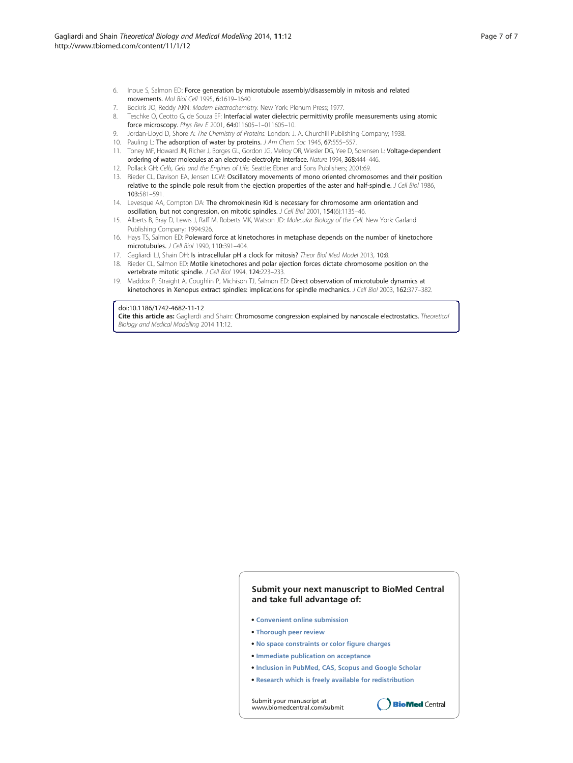6. Inoue S, Salmon ED: **Force generation by microtubule assembly/disassembly in mitosis and related movements.** *Mol Biol Cell* 1995, **6**:1619–1640.
7. Bockris JO, Reddy AKN: *Modern Electrochemistry.* New York: Plenum Press; 1977.
8. Teschke O, Ceotto G, de Souza EF: **Interfacial water dielectric permittivity profile measurements using atomic force microscopy.** *Phys Rev E* 2001, **64**:011605–1–011605–10.
9. Jordan-Lloyd D, Shore A: *The Chemistry of Proteins.* London: J. A. Churchill Publishing Company; 1938.
10. Pauling L: **The adsorption of water by proteins.** *J Am Chem Soc* 1945, **67**:555–557.
11. Toney MF, Howard JN, Richer J, Borges GL, Gordon JG, Melroy OR, Wiesler DG, Yee D, Sorensen L: **Voltage-dependent ordering of water molecules at an electrode-electrolyte interface.** *Nature* 1994, **368**:444–446.
12. Pollack GH: *Cells, Gels and the Engines of Life.* Seattle: Ebner and Sons Publishers; 2001:69.
13. Rieder CL, Davison EA, Jensen LCW: **Oscillatory movements of mono oriented chromosomes and their position relative to the spindle pole result from the ejection properties of the aster and half-spindle.** *J Cell Biol* 1986, **103**:581–591.
14. Levesque AA, Compton DA: **The chromokinesin Kid is necessary for chromosome arm orientation and oscillation, but not congression, on mitotic spindles.** *J Cell Biol* 2001, **154**(6):1135–46.
15. Alberts B, Bray D, Lewis J, Raff M, Roberts MK, Watson JD: *Molecular Biology of the Cell.* New York: Garland Publishing Company; 1994:926.
16. Hays TS, Salmon ED: **Poleward force at kinetochores in metaphase depends on the number of kinetochore microtubules.** *J Cell Biol* 1990, **110**:391–404.
17. Gagliardi LJ, Shain DH: **Is intracellular pH a clock for mitosis?** *Theor Biol Med Model* 2013, **10**:8.
18. Rieder CL, Salmon ED: **Motile kinetochores and polar ejection forces dictate chromosome position on the vertebrate mitotic spindle.** *J Cell Biol* 1994, **124**:223–233.
19. Maddox P, Straight A, Coughlin P, Michison TJ, Salmon ED: **Direct observation of microtubule dynamics at kinetochores in Xenopus extract spindles: implications for spindle mechanics.** *J Cell Biol* 2003, **162**:377–382.

doi:10.1186/1742-4682-11-12
**Cite this article as:** Gagliardi and Shain: Chromosome congression explained by nanoscale electrostatics. *Theoretical Biology and Medical Modelling* 2014 **11**:12.

**Submit your next manuscript to BioMed Central and take full advantage of:**

- **Convenient online submission**
- **Thorough peer review**
- **No space constraints or color figure charges**
- **Immediate publication on acceptance**
- **Inclusion in PubMed, CAS, Scopus and Google Scholar**
- **Research which is freely available for redistribution**

Submit your manuscript at
www.biomedcentral.com/submit

BioMed Central